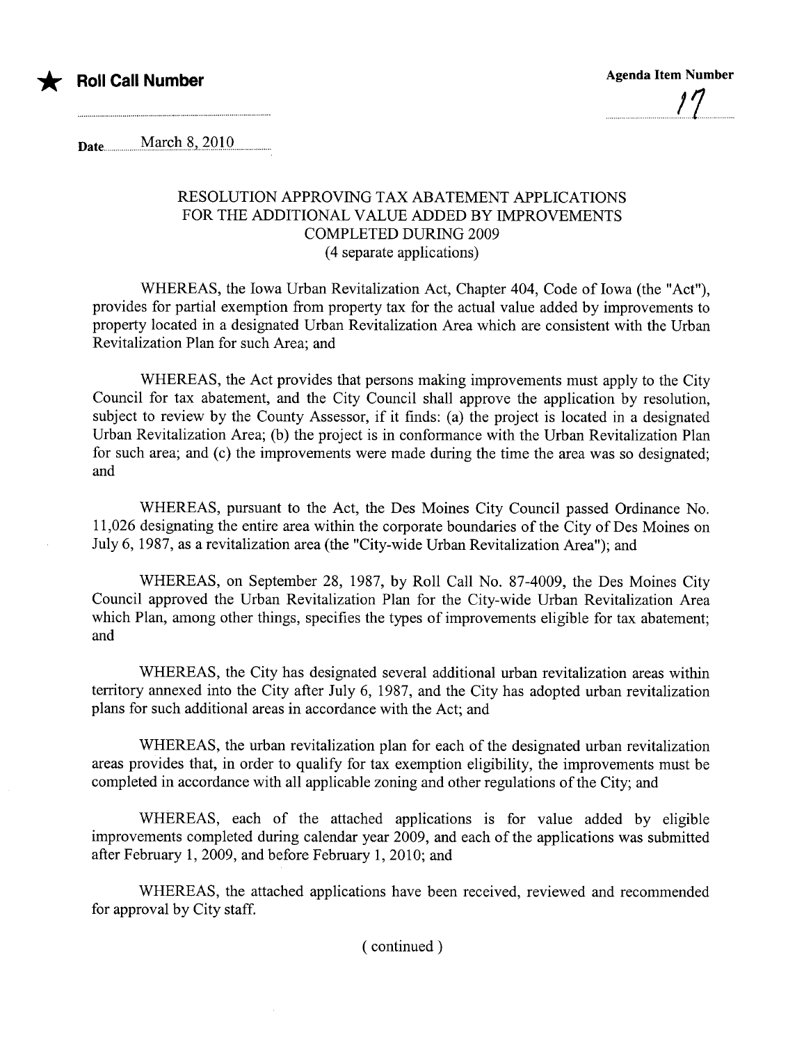★ **Roll Call Number**

**Agenda Item Number**

17

Date March 8, 2010

### RESOLUTION APPROVING TAX ABATEMENT APPLICATIONS FOR THE ADDITIONAL VALUE ADDED BY IMPROVEMENTS COMPLETED DURING 2009
(4 separate applications)

WHEREAS, the Iowa Urban Revitalization Act, Chapter 404, Code of Iowa (the "Act"), provides for partial exemption from property tax for the actual value added by improvements to property located in a designated Urban Revitalization Area which are consistent with the Urban Revitalization Plan for such Area; and

WHEREAS, the Act provides that persons making improvements must apply to the City Council for tax abatement, and the City Council shall approve the application by resolution, subject to review by the County Assessor, if it finds: (a) the project is located in a designated Urban Revitalization Area; (b) the project is in conformance with the Urban Revitalization Plan for such area; and (c) the improvements were made during the time the area was so designated; and

WHEREAS, pursuant to the Act, the Des Moines City Council passed Ordinance No. 11,026 designating the entire area within the corporate boundaries of the City of Des Moines on July 6, 1987, as a revitalization area (the "City-wide Urban Revitalization Area"); and

WHEREAS, on September 28, 1987, by Roll Call No. 87-4009, the Des Moines City Council approved the Urban Revitalization Plan for the City-wide Urban Revitalization Area which Plan, among other things, specifies the types of improvements eligible for tax abatement; and

WHEREAS, the City has designated several additional urban revitalization areas within territory annexed into the City after July 6, 1987, and the City has adopted urban revitalization plans for such additional areas in accordance with the Act; and

WHEREAS, the urban revitalization plan for each of the designated urban revitalization areas provides that, in order to qualify for tax exemption eligibility, the improvements must be completed in accordance with all applicable zoning and other regulations of the City; and

WHEREAS, each of the attached applications is for value added by eligible improvements completed during calendar year 2009, and each of the applications was submitted after February 1, 2009, and before February 1, 2010; and

WHEREAS, the attached applications have been received, reviewed and recommended for approval by City staff.

( continued )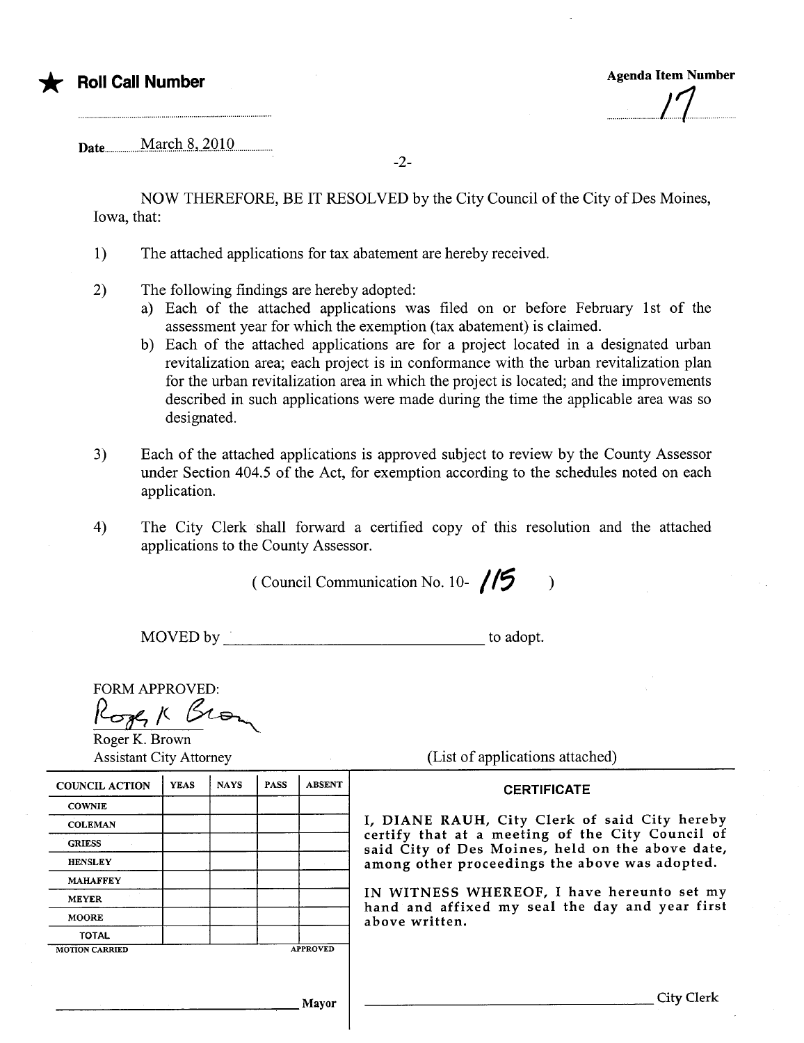★ **Roll Call Number**

**Agenda Item Number**

17

Date March 8, 2010

NOW THEREFORE, BE IT RESOLVED by the City Council of the City of Des Moines, Iowa, that:

1) The attached applications for tax abatement are hereby received.

2) The following findings are hereby adopted:
   a) Each of the attached applications was filed on or before February 1st of the assessment year for which the exemption (tax abatement) is claimed.
   b) Each of the attached applications are for a project located in a designated urban revitalization area; each project is in conformance with the urban revitalization plan for the urban revitalization area in which the project is located; and the improvements described in such applications were made during the time the applicable area was so designated.

3) Each of the attached applications is approved subject to review by the County Assessor under Section 404.5 of the Act, for exemption according to the schedules noted on each application.

4) The City Clerk shall forward a certified copy of this resolution and the attached applications to the County Assessor.

( Council Communication No. 10- 115 )

MOVED by ________________________________ to adopt.

FORM APPROVED:

Roger K. Brown

Roger K. Brown
Assistant City Attorney

(List of applications attached)

| COUNCIL ACTION | YEAS | NAYS | PASS | ABSENT |
|---|---|---|---|---|
| COWNIE | | | | |
| COLEMAN | | | | |
| GRIESS | | | | |
| HENSLEY | | | | |
| MAHAFFEY | | | | |
| MEYER | | | | |
| MOORE | | | | |
| TOTAL | | | | |
| MOTION CARRIED | | | | APPROVED |

______________________________ Mayor

**CERTIFICATE**

I, DIANE RAUH, City Clerk of said City hereby certify that at a meeting of the City Council of said City of Des Moines, held on the above date, among other proceedings the above was adopted.

IN WITNESS WHEREOF, I have hereunto set my hand and affixed my seal the day and year first above written.

______________________________ City Clerk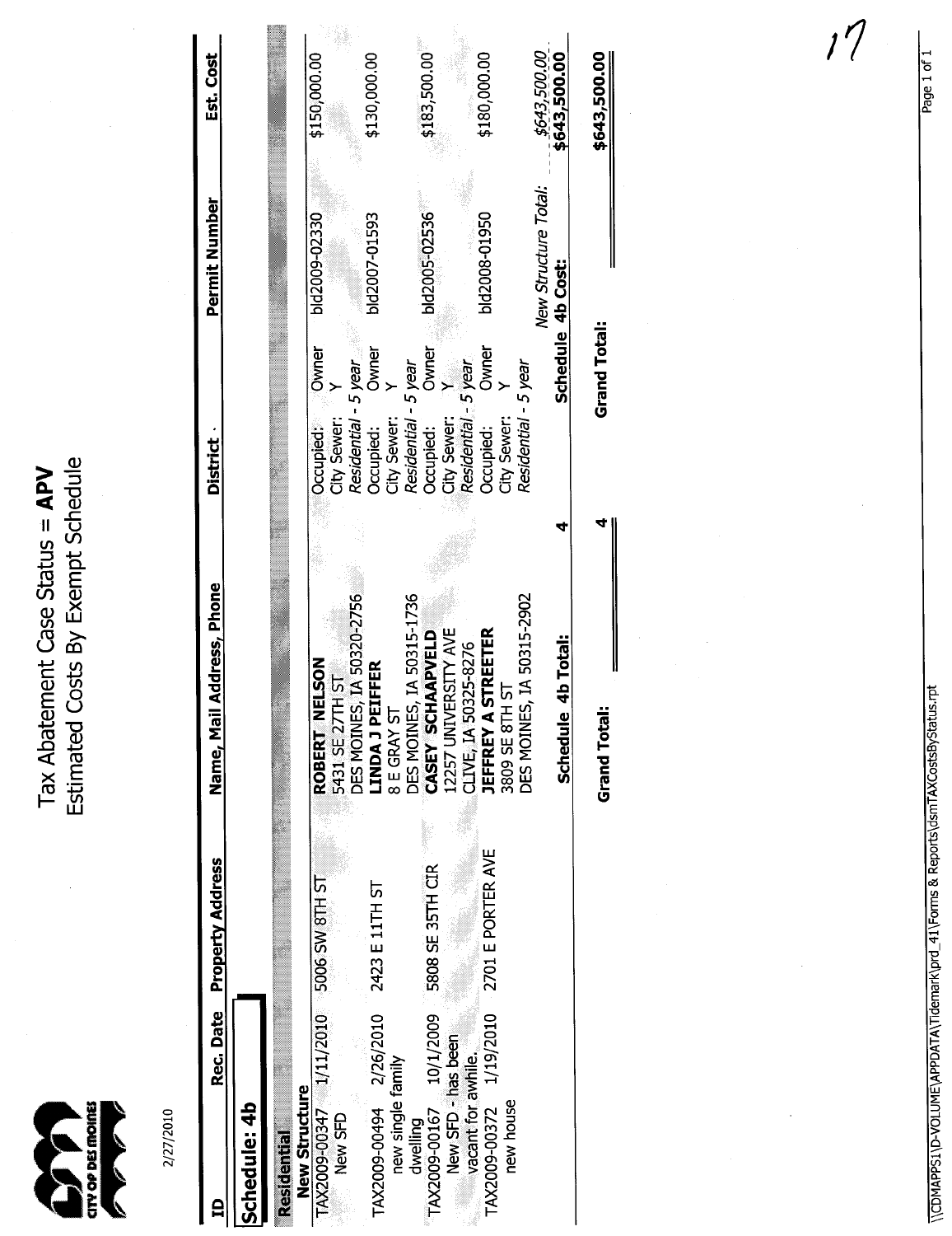# Tax Abatement Case Status = **APV**

## Estimated Costs By Exempt Schedule

2/27/2010

| ID | Rec. Date | Property Address | Name, Mail Address, Phone | District | | Permit Number | Est. Cost |
|---|---|---|---|---|---|---|---|
| **Schedule: 4b** | | | | | | | |
| **Residential** | | | | | | | |
| **New Structure** | | | | | | | |
| TAX2009-00347 New SFD | 1/11/2010 | 5006 SW 8TH ST | **ROBERT NELSON** 5431 SE 27TH ST DES MOINES, IA 50320-2756 | Occupied: City Sewer: *Residential - 5 year* | Owner Y | bld2009-02330 | $150,000.00 |
| TAX2009-00494 new single family dwelling | 2/26/2010 | 2423 E 11TH ST | **LINDA J PEIFFER** 8 E GRAY ST DES MOINES, IA 50315-1736 | Occupied: City Sewer: *Residential - 5 year* | Owner Y | bld2007-01593 | $130,000.00 |
| TAX2009-00167 New SFD - has been vacant for awhile. | 10/1/2009 | 5808 SE 35TH CIR | **CASEY SCHAAPVELD** 12257 UNIVERSITY AVE CLIVE, IA 50325-8276 | Occupied: City Sewer: *Residential - 5 year* | Owner Y | bld2005-02536 | $183,500.00 |
| TAX2009-00372 new house | 1/19/2010 | 2701 E PORTER AVE | **JEFFREY A STREETER** 3809 SE 8TH ST DES MOINES, IA 50315-2902 | Occupied: City Sewer: *Residential - 5 year* | Owner Y | bld2008-01950 | $180,000.00 |
| | | | | | | *New Structure Total:* | *$643,500.00* |
| | | | **Schedule 4b Total:** | **4** | | **Schedule 4b Cost:** | **$643,500.00** |
| | | | **Grand Total:** | **4** | | **Grand Total:** | **$643,500.00** |

17

\\CDMAPPS1\D-VOLUME\APPDATA\Tidemark\prd_41\Forms & Reports\dsmTAXCostsByStatus.rpt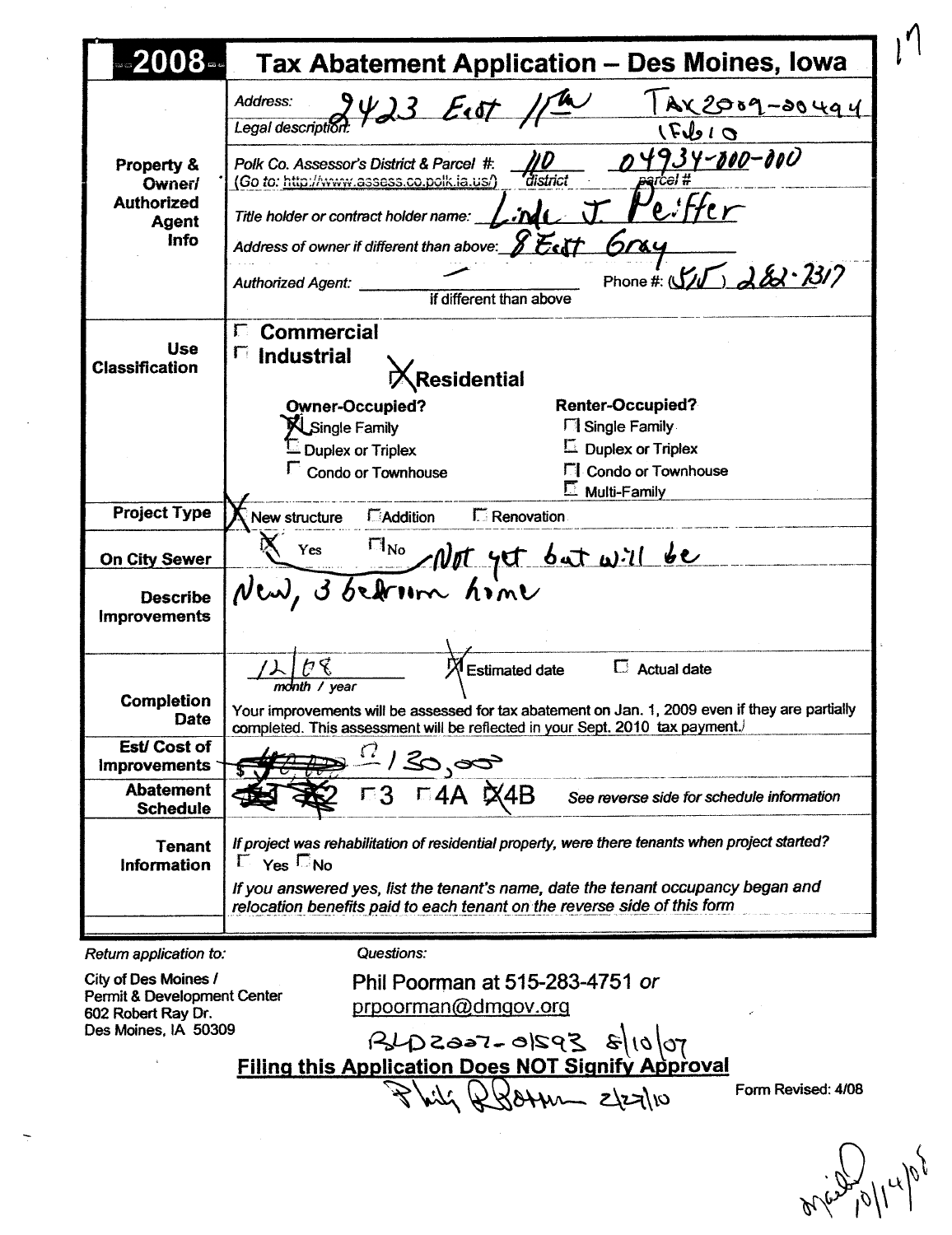# 2008 Tax Abatement Application – Des Moines, Iowa

17

| | |
|---|---|
| **Property & Owner/ Authorized Agent Info** | Address: 2423 East 11th TAX2009-00494 |
| | Legal description: IF610 |
| | Polk Co. Assessor's District & Parcel #: 110 (district) 04934-000-000 (parcel #) (Go to: http://www.assess.co.polk.ia.us/) |
| | Title holder or contract holder name: Linda J. Peiffer |
| | Address of owner if different than above: 8 East Gray |
| | Authorized Agent: — (if different than above) Phone #: (515) 282-2317 |
| **Use Classification** | ☐ Commercial ☐ Industrial ☒ Residential |
| | Owner-Occupied? ☒ Single Family ☐ Duplex or Triplex ☐ Condo or Townhouse |
| | Renter-Occupied? ☐ Single Family ☐ Duplex or Triplex ☐ Condo or Townhouse ☐ Multi-Family |
| **Project Type** | ☒ New structure ☐ Addition ☐ Renovation |
| **On City Sewer** | ☒ Yes ☐ No — Not yet but will be |
| **Describe Improvements** | New, 3 bedroom home |
| **Completion Date** | 12/08 (month / year) ☒ Estimated date ☐ Actual date |
| | Your improvements will be assessed for tax abatement on Jan. 1, 2009 even if they are partially completed. This assessment will be reflected in your Sept. 2010 tax payment. |
| **Est/ Cost of Improvements** | ~~$40,000~~ $130,000 |
| **Abatement Schedule** | ~~1~~ ~~2~~ ☐ 3 ☐ 4A ☒ 4B *See reverse side for schedule information* |
| **Tenant Information** | *If project was rehabilitation of residential property, were there tenants when project started?* ☐ Yes ☐ No |
| | *If you answered yes, list the tenant's name, date the tenant occupancy began and relocation benefits paid to each tenant on the reverse side of this form* |

*Return application to:*

City of Des Moines /
Permit & Development Center
602 Robert Ray Dr.
Des Moines, IA 50309

*Questions:*

Phil Poorman at 515-283-4751 or
prpoorman@dmgov.org

BLD2007-01593 8/10/07

**Filing this Application Does NOT Signify Approval**

Phil RPoorman 2/27/10

Form Revised: 4/08

mailed 10/14/08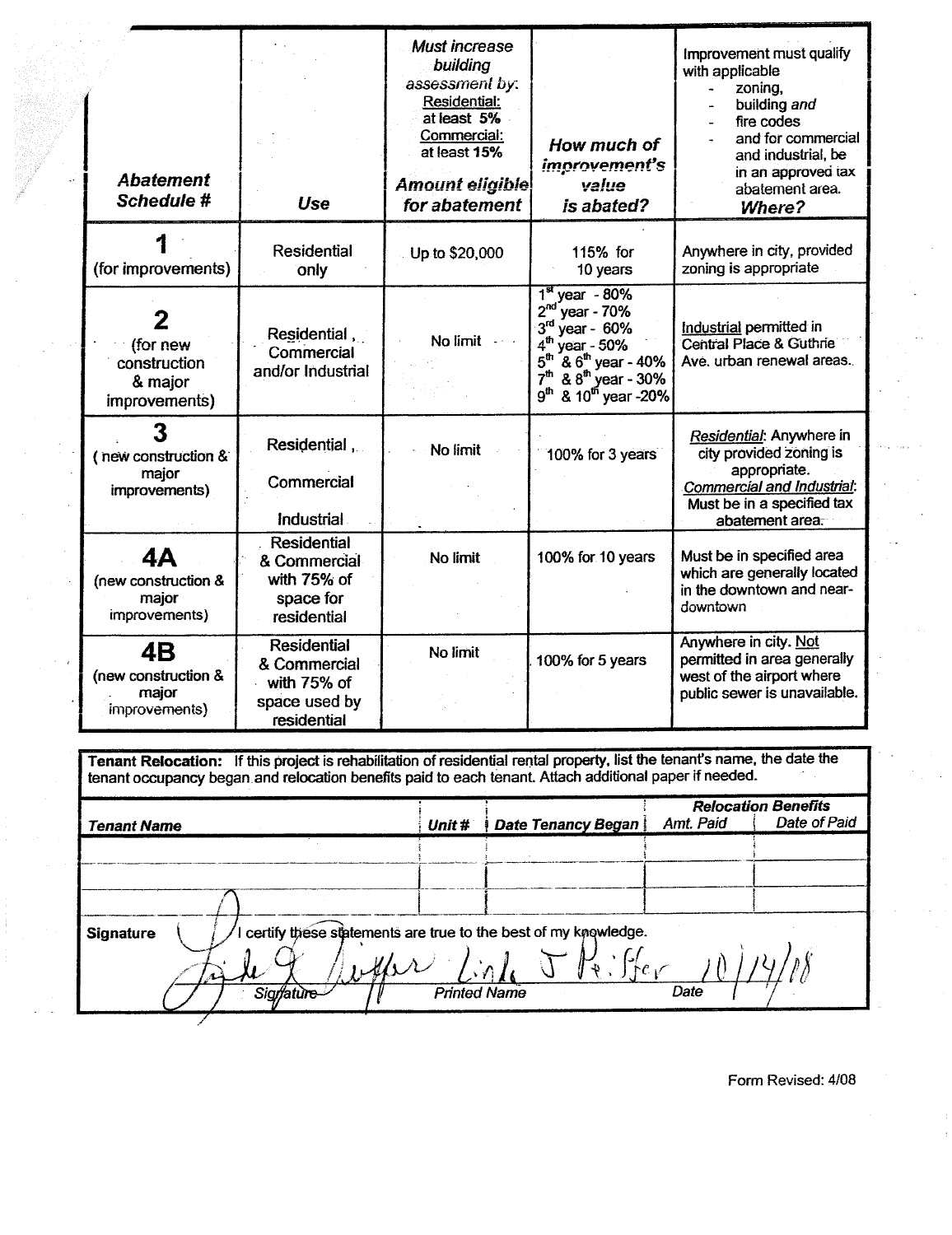| Abatement Schedule # | Use | Must increase building assessment by: Residential: at least 5% Commercial: at least 15% *Amount eligible for abatement* | *How much of improvement's value is abated?* | Improvement must qualify with applicable<br>- zoning,<br>- building *and*<br>- fire codes<br>- and for commercial and industrial, be in an approved tax abatement area.<br>*Where?* |
|---|---|---|---|---|
| **1** (for improvements) | Residential only | Up to $20,000 | 115% for 10 years | Anywhere in city, provided zoning is appropriate |
| **2** (for new construction & major improvements) | Residential, Commercial and/or Industrial | No limit | 1st year - 80%<br>2nd year - 70%<br>3rd year - 60%<br>4th year - 50%<br>5th & 6th year - 40%<br>7th & 8th year - 30%<br>9th & 10th year -20% | Industrial permitted in Central Place & Guthrie Ave. urban renewal areas. |
| **3** (new construction & major improvements) | Residential, Commercial Industrial | No limit | 100% for 3 years | *Residential*: Anywhere in city provided zoning is appropriate.<br>*Commercial and Industrial*: Must be in a specified tax abatement area. |
| **4A** (new construction & major improvements) | Residential & Commercial with 75% of space for residential | No limit | 100% for 10 years | Must be in specified area which are generally located in the downtown and near-downtown |
| **4B** (new construction & major improvements) | Residential & Commercial with 75% of space used by residential | No limit | 100% for 5 years | Anywhere in city. Not permitted in area generally west of the airport where public sewer is unavailable. |

**Tenant Relocation:** If this project is rehabilitation of residential rental property, list the tenant's name, the date the tenant occupancy began and relocation benefits paid to each tenant. Attach additional paper if needed.

| *Tenant Name* | *Unit #* | *Date Tenancy Began* | *Relocation Benefits* Amt. Paid | Date of Paid |
|---|---|---|---|---|
| | | | | |
| | | | | |
| | | | | |

**Signature** I certify these statements are true to the best of my knowledge.

[signature] Linda J Peiffer 10/14/08

Signature Printed Name Date

Form Revised: 4/08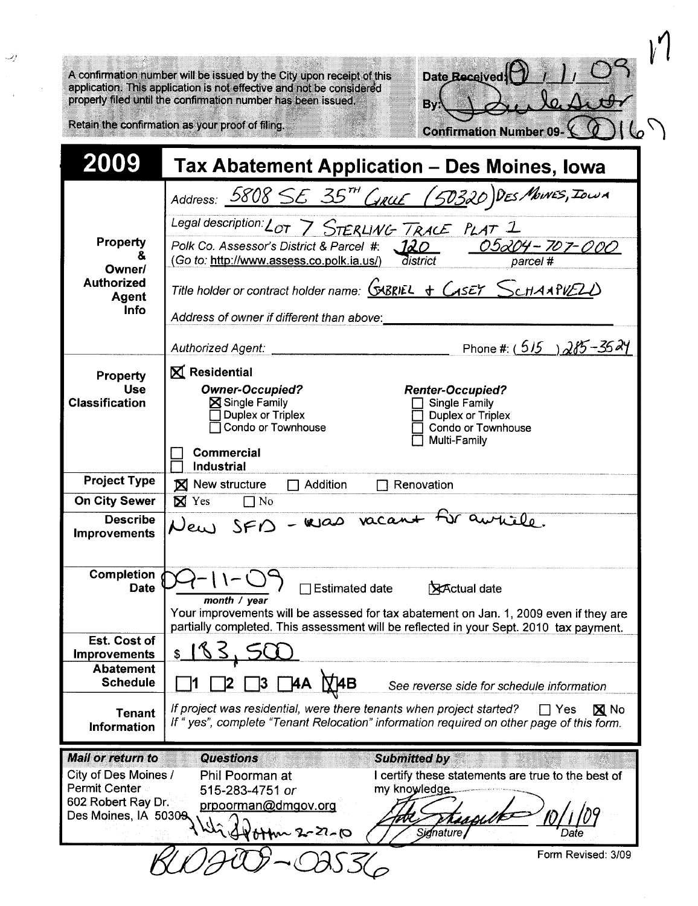17

A confirmation number will be issued by the City upon receipt of this application. This application is not effective and not be considered property filed until the confirmation number has been issued.

Retain the confirmation as your proof of filing.

Date Received: 10 / 1 / 09

By: [signature]

Confirmation Number 09- 00167

# 2009 Tax Abatement Application – Des Moines, Iowa

| | |
|---|---|
| **Property & Owner/ Authorized Agent Info** | Address: 5808 SE 35TH Circle (50320) Des Moines, Iowa |
| | Legal description: Lot 7 Sterling Trace Plat 1 |
| | Polk Co. Assessor's District & Parcel #: 120 (district) 05204-707-000 (parcel #) (Go to: http://www.assess.co.polk.ia.us/) |
| | Title holder or contract holder name: Gabriel + Casey Schaapveld |
| | Address of owner if different than above: |
| | Authorized Agent: ______ Phone #: (515) 285-3524 |
| **Property Use Classification** | ☒ Residential<br>*Owner-Occupied?* ☒ Single Family ☐ Duplex or Triplex ☐ Condo or Townhouse<br>*Renter-Occupied?* ☐ Single Family ☐ Duplex or Triplex ☐ Condo or Townhouse ☐ Multi-Family<br>☐ Commercial<br>☐ Industrial |
| **Project Type** | ☒ New structure ☐ Addition ☐ Renovation |
| **On City Sewer** | ☒ Yes ☐ No |
| **Describe Improvements** | New SFD - was vacant for awhile. |
| **Completion Date** | 09-11-09 (month / year) ☐ Estimated date ☒ Actual date<br>Your improvements will be assessed for tax abatement on Jan. 1, 2009 even if they are partially completed. This assessment will be reflected in your Sept. 2010 tax payment. |
| **Est. Cost of Improvements** | $ 183,500 |
| **Abatement Schedule** | ☐ 1 ☐ 2 ☐ 3 ☐ 4A ☒ 4B *See reverse side for schedule information* |
| **Tenant Information** | *If project was residential, were there tenants when project started?* ☐ Yes ☒ No<br>*If "yes", complete "Tenant Relocation" information required on other page of this form.* |

| Mail or return to | Questions | Submitted by |
|---|---|---|
| City of Des Moines / Permit Center<br>602 Robert Ray Dr.<br>Des Moines, IA 50309 | Phil Poorman at<br>515-283-4751 *or*<br>prpoorman@dmgov.org | I certify these statements are true to the best of my knowledge.<br>[signature] Signature 10/1/09 Date |

[handwritten] 2-22-10

BLD2009-02536

Form Revised: 3/09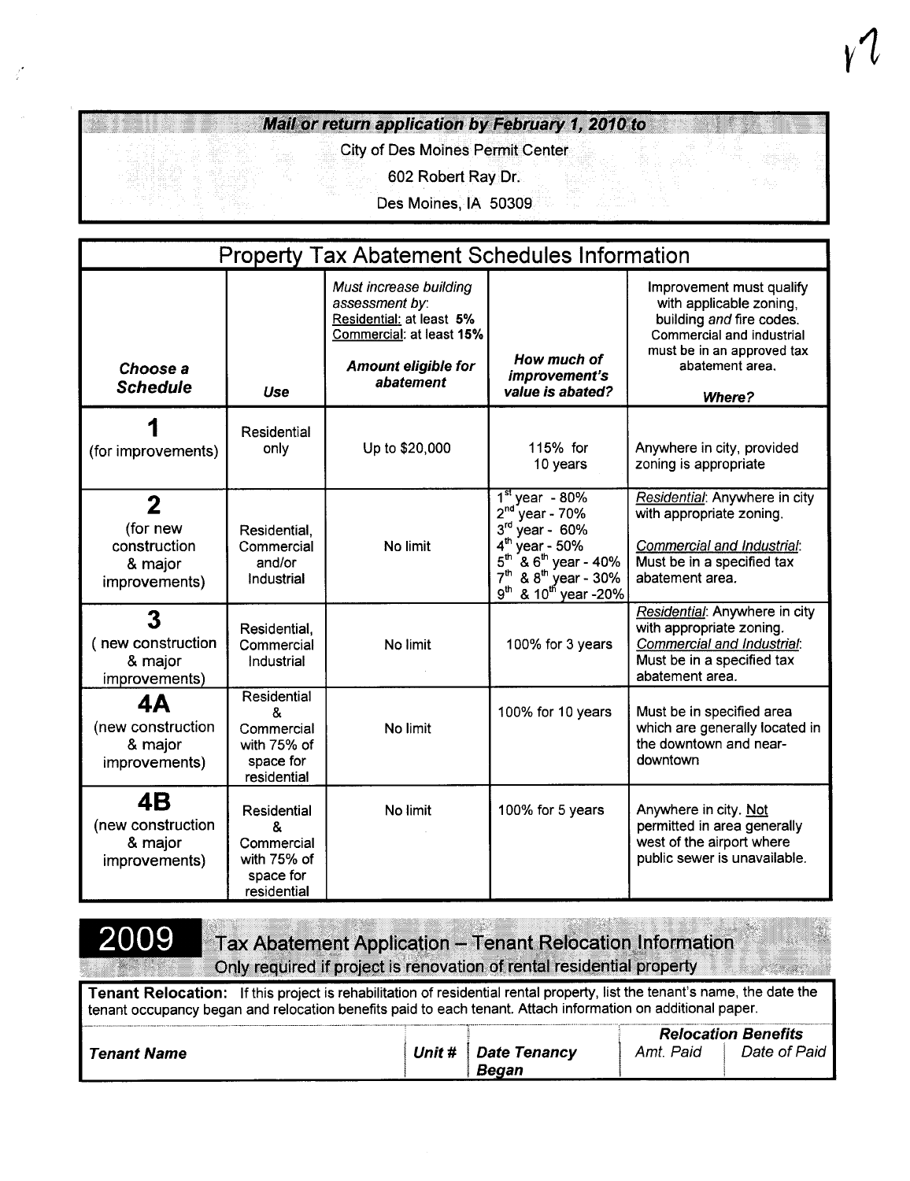**Mail or return application by February 1, 2010 to**

City of Des Moines Permit Center

602 Robert Ray Dr.

Des Moines, IA 50309

## Property Tax Abatement Schedules Information

| ***Choose a Schedule*** | ***Use*** | *Must increase building assessment by:* Residential: at least **5%** Commercial: at least **15%** ***Amount eligible for abatement*** | ***How much of improvement's value is abated?*** | Improvement must qualify with applicable zoning, building *and* fire codes. Commercial and industrial must be in an approved tax abatement area. ***Where?*** |
|---|---|---|---|---|
| **1** (for improvements) | Residential only | Up to $20,000 | 115% for 10 years | Anywhere in city, provided zoning is appropriate |
| **2** (for new construction & major improvements) | Residential, Commercial and/or Industrial | No limit | 1st year - 80%<br>2nd year - 70%<br>3rd year - 60%<br>4th year - 50%<br>5th & 6th year - 40%<br>7th & 8th year - 30%<br>9th & 10th year -20% | *Residential*: Anywhere in city with appropriate zoning.<br>*Commercial and Industrial*: Must be in a specified tax abatement area. |
| **3** ( new construction & major improvements) | Residential, Commercial Industrial | No limit | 100% for 3 years | *Residential*: Anywhere in city with appropriate zoning.<br>*Commercial and Industrial*: Must be in a specified tax abatement area. |
| **4A** (new construction & major improvements) | Residential & Commercial with 75% of space for residential | No limit | 100% for 10 years | Must be in specified area which are generally located in the downtown and near-downtown |
| **4B** (new construction & major improvements) | Residential & Commercial with 75% of space for residential | No limit | 100% for 5 years | Anywhere in city. Not permitted in area generally west of the airport where public sewer is unavailable. |

## 2009 Tax Abatement Application – Tenant Relocation Information

Only required if project is renovation of rental residential property

**Tenant Relocation:** If this project is rehabilitation of residential rental property, list the tenant's name, the date the tenant occupancy began and relocation benefits paid to each tenant. Attach information on additional paper.

| ***Tenant Name*** | ***Unit #*** | ***Date Tenancy Began*** | ***Relocation Benefits*** *Amt. Paid* | *Date of Paid* |
|---|---|---|---|---|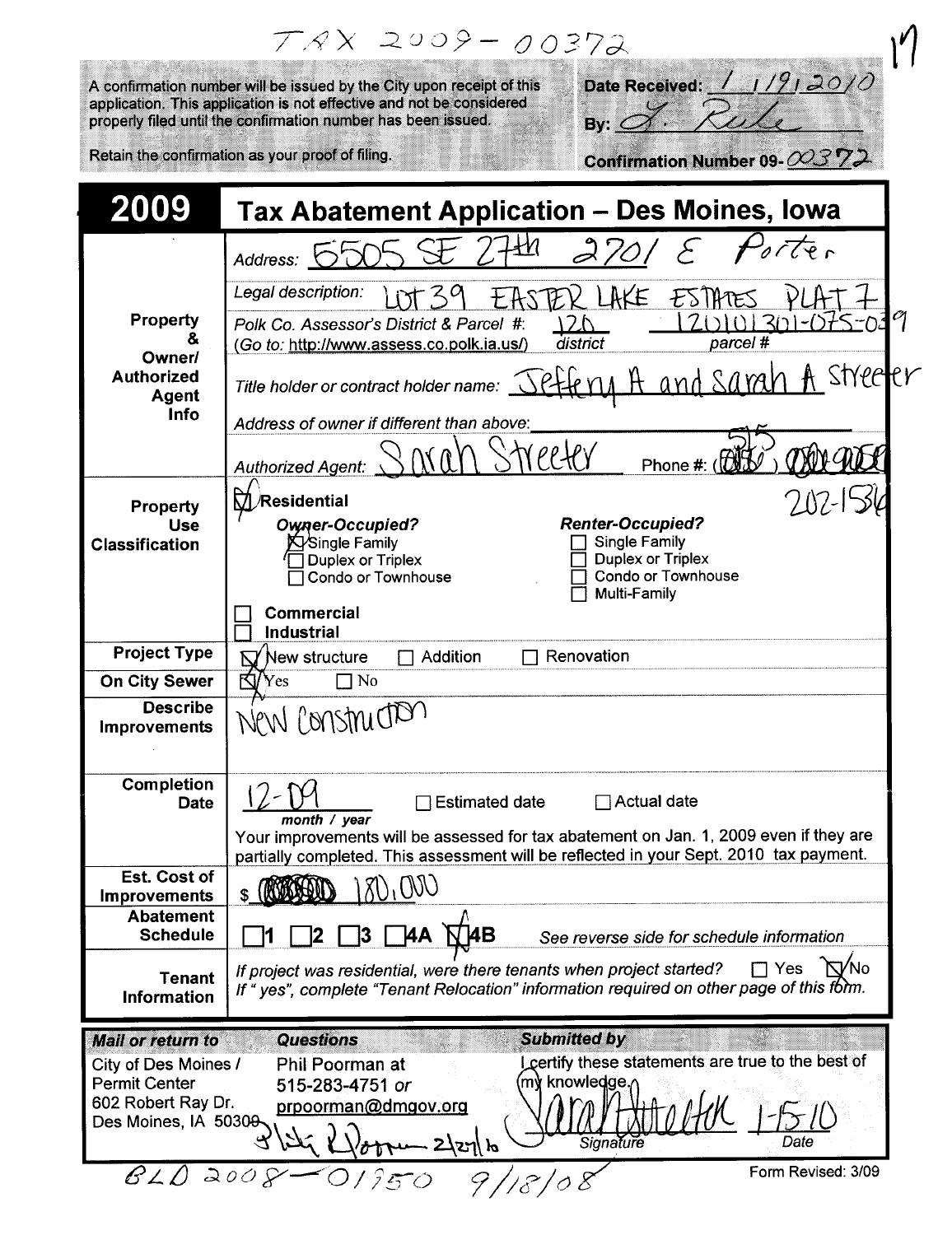TAX 2009-00372

17

A confirmation number will be issued by the City upon receipt of this application. This application is not effective and not be considered properly filed until the confirmation number has been issued.

Retain the confirmation as your proof of filing.

**Date Received:** 1/19/2010

**By:** L. Rule

**Confirmation Number 09-** 00372

# 2009 Tax Abatement Application – Des Moines, Iowa

| | |
|---|---|
| **Property & Owner/ Authorized Agent Info** | *Address:* 5505 SE 27th 2701 E Porter |
| | *Legal description:* LOT 39 EASTER LAKE ESTATES PLAT 7 |
| | *Polk Co. Assessor's District & Parcel #:* 120 (district) 120101301-075-039 (parcel #) (Go to: http://www.assess.co.polk.ia.us/) |
| | *Title holder or contract holder name:* Jeffery A and Sarah A Streeter |
| | *Address of owner if different than above:* |
| | *Authorized Agent:* Sarah Streeter *Phone #:* (515) 202-1536 |
| **Property Use Classification** | ☒ **Residential** |
| | ***Owner-Occupied?*** ☒ Single Family ☐ Duplex or Triplex ☐ Condo or Townhouse |
| | ***Renter-Occupied?*** ☐ Single Family ☐ Duplex or Triplex ☐ Condo or Townhouse ☐ Multi-Family |
| | ☐ **Commercial** |
| | ☐ **Industrial** |
| **Project Type** | ☒ New structure ☐ Addition ☐ Renovation |
| **On City Sewer** | ☒ Yes ☐ No |
| **Describe Improvements** | New Construction |
| **Completion Date** | 12-09 (*month / year*) ☐ Estimated date ☐ Actual date |
| | Your improvements will be assessed for tax abatement on Jan. 1, 2009 even if they are partially completed. This assessment will be reflected in your Sept. 2010 tax payment. |
| **Est. Cost of Improvements** | $ 180,000 |
| **Abatement Schedule** | ☐1 ☐2 ☐3 ☐4A ☒4B *See reverse side for schedule information* |
| **Tenant Information** | *If project was residential, were there tenants when project started?* ☐ Yes ☒ No |
| | *If "yes", complete "Tenant Relocation" information required on other page of this form.* |

| ***Mail or return to*** | ***Questions*** | ***Submitted by*** |
|---|---|---|
| City of Des Moines / Permit Center 602 Robert Ray Dr. Des Moines, IA 50309 | Phil Poorman at 515-283-4751 *or* prpoorman@dmgov.org | I certify these statements are true to the best of my knowledge. |
| | | Sarah Streeter (*Signature*) 1-15-10 (*Date*) |

3 Bldg P Poorman 2/27/10

BLD 2008-01950 9/18/08

Form Revised: 3/09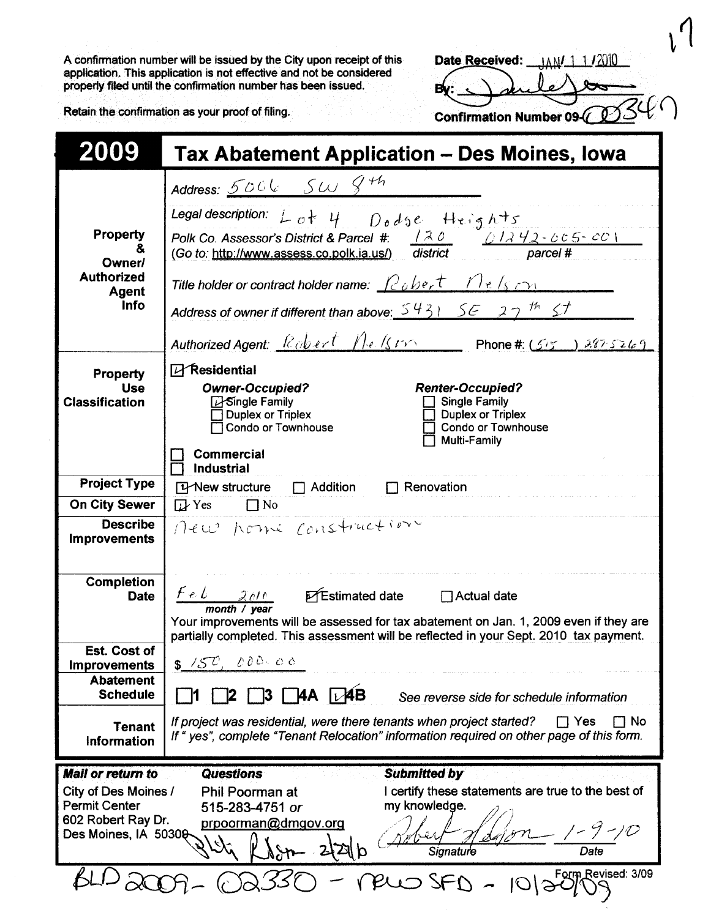17

A confirmation number will be issued by the City upon receipt of this application. This application is not effective and not be considered properly filed until the confirmation number has been issued.

Retain the confirmation as your proof of filing.

**Date Received:** JAN 11 2010

**By:** [signature]

**Confirmation Number 09-** 00349

# 2009 Tax Abatement Application – Des Moines, Iowa

| | |
|---|---|
| **Property & Owner/ Authorized Agent Info** | *Address:* 5066 SW 9th<br>*Legal description:* Lot 4 Dodge Heights<br>*Polk Co. Assessor's District & Parcel #:* 120 (district) 01242-005-001 (parcel #)<br>(Go to: http://www.assess.co.polk.ia.us/)<br>*Title holder or contract holder name:* Robert Nelson<br>*Address of owner if different than above:* 5431 SE 27th St<br>*Authorized Agent:* Robert Nelson Phone #: (515) 287-5269 |
| **Property Use Classification** | ☑ Residential<br>*Owner-Occupied?* ☑ Single Family ☐ Duplex or Triplex ☐ Condo or Townhouse<br>*Renter-Occupied?* ☐ Single Family ☐ Duplex or Triplex ☐ Condo or Townhouse ☐ Multi-Family<br>☐ Commercial<br>☐ Industrial |
| **Project Type** | ☑ New structure ☐ Addition ☐ Renovation |
| **On City Sewer** | ☑ Yes ☐ No |
| **Describe Improvements** | New home construction |
| **Completion Date** | Feb 2010 (month / year) ☑ Estimated date ☐ Actual date<br>Your improvements will be assessed for tax abatement on Jan. 1, 2009 even if they are partially completed. This assessment will be reflected in your Sept. 2010 tax payment. |
| **Est. Cost of Improvements** | $ 150,000.00 |
| **Abatement Schedule** | ☐ 1 ☐ 2 ☐ 3 ☐ 4A ☑ 4B *See reverse side for schedule information* |
| **Tenant Information** | *If project was residential, were there tenants when project started?* ☐ Yes ☐ No<br>*If "yes", complete "Tenant Relocation" information required on other page of this form.* |

| Mail or return to | Questions | Submitted by |
|---|---|---|
| City of Des Moines / Permit Center<br>602 Robert Ray Dr.<br>Des Moines, IA 50309 | Phil Poorman at 515-283-4751 *or* prpoorman@dmgov.org | I certify these statements are true to the best of my knowledge.<br>Robert Nelson 1-9-10<br>*Signature* *Date* |

Bldg Rlsn 2/21/10

BLD 2009-02330 - New SFD - 10/20/09

Form Revised: 3/09